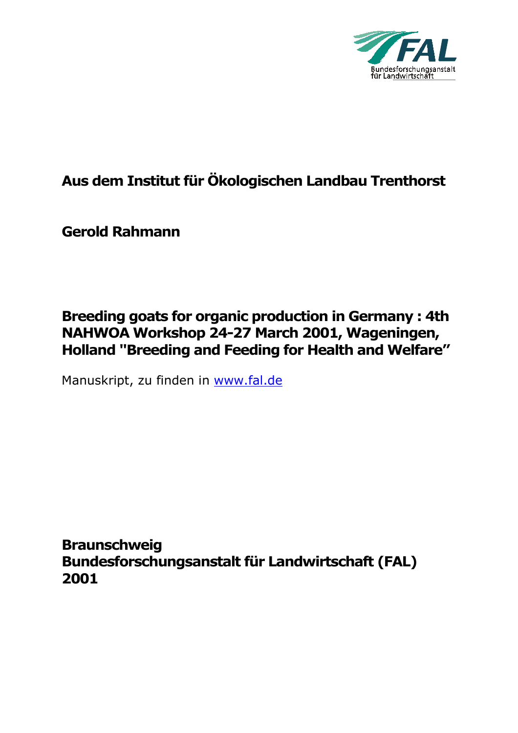FAL
Bundesforschungsanstalt
für Landwirtschaft

**Aus dem Institut für Ökologischen Landbau Trenthorst**

**Gerold Rahmann**

# Breeding goats for organic production in Germany : 4th NAHWOA Workshop 24-27 March 2001, Wageningen, Holland "Breeding and Feeding for Health and Welfare"

Manuskript, zu finden in www.fal.de

**Braunschweig**
**Bundesforschungsanstalt für Landwirtschaft (FAL)**
**2001**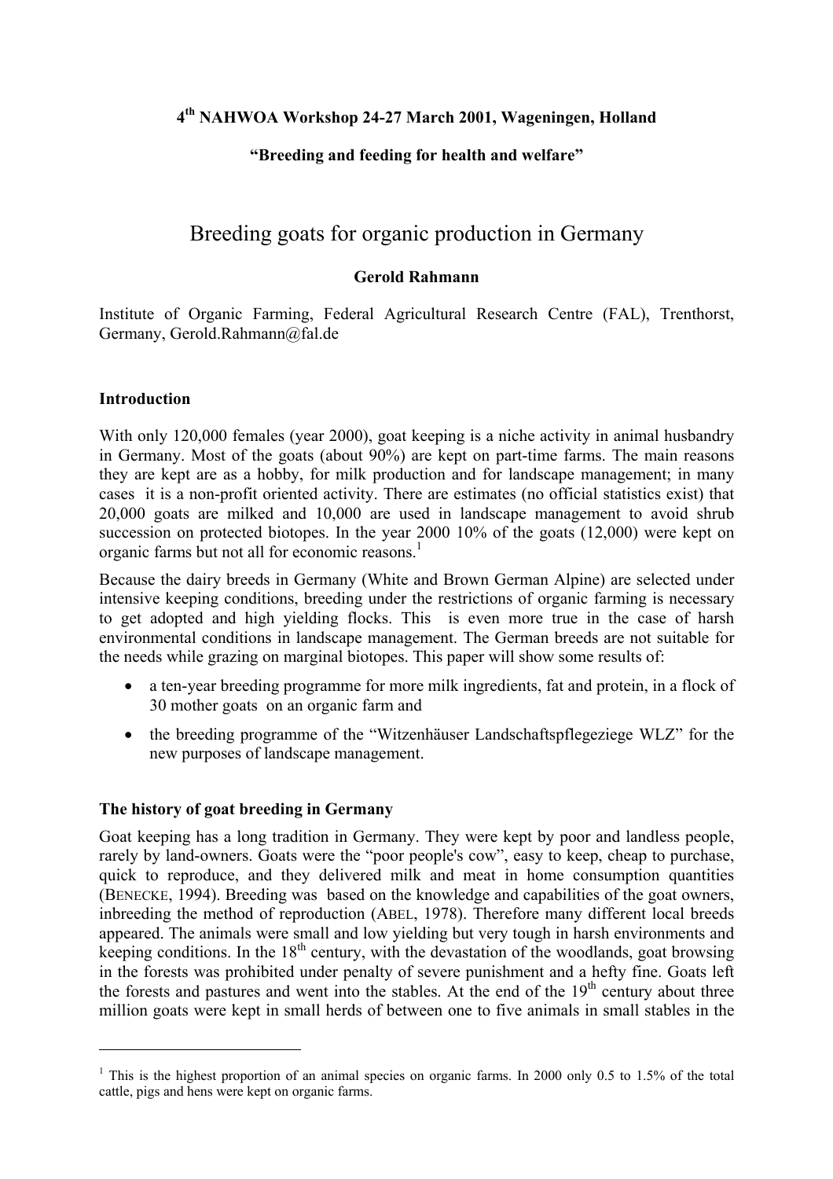**4th NAHWOA Workshop 24-27 March 2001, Wageningen, Holland**

**"Breeding and feeding for health and welfare"**

# Breeding goats for organic production in Germany

**Gerold Rahmann**

Institute of Organic Farming, Federal Agricultural Research Centre (FAL), Trenthorst, Germany, Gerold.Rahmann@fal.de

## Introduction

With only 120,000 females (year 2000), goat keeping is a niche activity in animal husbandry in Germany. Most of the goats (about 90%) are kept on part-time farms. The main reasons they are kept are as a hobby, for milk production and for landscape management; in many cases it is a non-profit oriented activity. There are estimates (no official statistics exist) that 20,000 goats are milked and 10,000 are used in landscape management to avoid shrub succession on protected biotopes. In the year 2000 10% of the goats (12,000) were kept on organic farms but not all for economic reasons.[1]

Because the dairy breeds in Germany (White and Brown German Alpine) are selected under intensive keeping conditions, breeding under the restrictions of organic farming is necessary to get adopted and high yielding flocks. This is even more true in the case of harsh environmental conditions in landscape management. The German breeds are not suitable for the needs while grazing on marginal biotopes. This paper will show some results of:

- a ten-year breeding programme for more milk ingredients, fat and protein, in a flock of 30 mother goats on an organic farm and
- the breeding programme of the "Witzenhäuser Landschaftspflegeziege WLZ" for the new purposes of landscape management.

## The history of goat breeding in Germany

Goat keeping has a long tradition in Germany. They were kept by poor and landless people, rarely by land-owners. Goats were the "poor people's cow", easy to keep, cheap to purchase, quick to reproduce, and they delivered milk and meat in home consumption quantities (BENECKE, 1994). Breeding was based on the knowledge and capabilities of the goat owners, inbreeding the method of reproduction (ABEL, 1978). Therefore many different local breeds appeared. The animals were small and low yielding but very tough in harsh environments and keeping conditions. In the 18th century, with the devastation of the woodlands, goat browsing in the forests was prohibited under penalty of severe punishment and a hefty fine. Goats left the forests and pastures and went into the stables. At the end of the 19th century about three million goats were kept in small herds of between one to five animals in small stables in the

[1] This is the highest proportion of an animal species on organic farms. In 2000 only 0.5 to 1.5% of the total cattle, pigs and hens were kept on organic farms.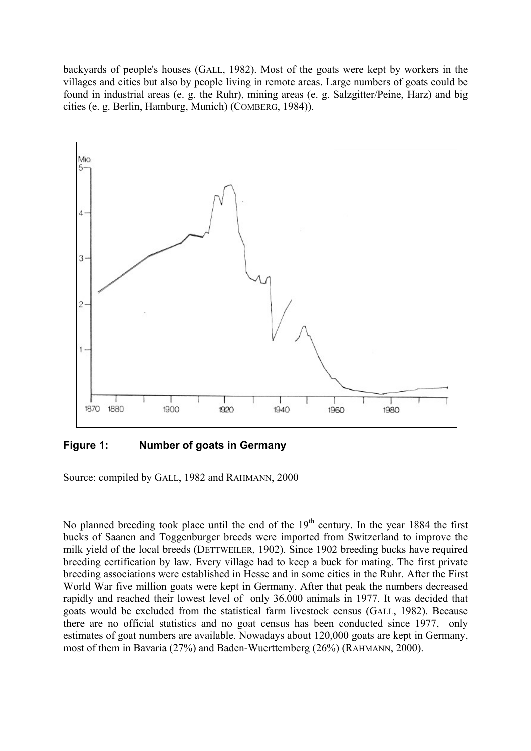backyards of people's houses (GALL, 1982). Most of the goats were kept by workers in the villages and cities but also by people living in remote areas. Large numbers of goats could be found in industrial areas (e. g. the Ruhr), mining areas (e. g. Salzgitter/Peine, Harz) and big cities (e. g. Berlin, Hamburg, Munich) (COMBERG, 1984)).

**Figure 1: Number of goats in Germany**

Source: compiled by GALL, 1982 and RAHMANN, 2000

No planned breeding took place until the end of the 19th century. In the year 1884 the first bucks of Saanen and Toggenburger breeds were imported from Switzerland to improve the milk yield of the local breeds (DETTWEILER, 1902). Since 1902 breeding bucks have required breeding certification by law. Every village had to keep a buck for mating. The first private breeding associations were established in Hesse and in some cities in the Ruhr. After the First World War five million goats were kept in Germany. After that peak the numbers decreased rapidly and reached their lowest level of only 36,000 animals in 1977. It was decided that goats would be excluded from the statistical farm livestock census (GALL, 1982). Because there are no official statistics and no goat census has been conducted since 1977, only estimates of goat numbers are available. Nowadays about 120,000 goats are kept in Germany, most of them in Bavaria (27%) and Baden-Wuerttemberg (26%) (RAHMANN, 2000).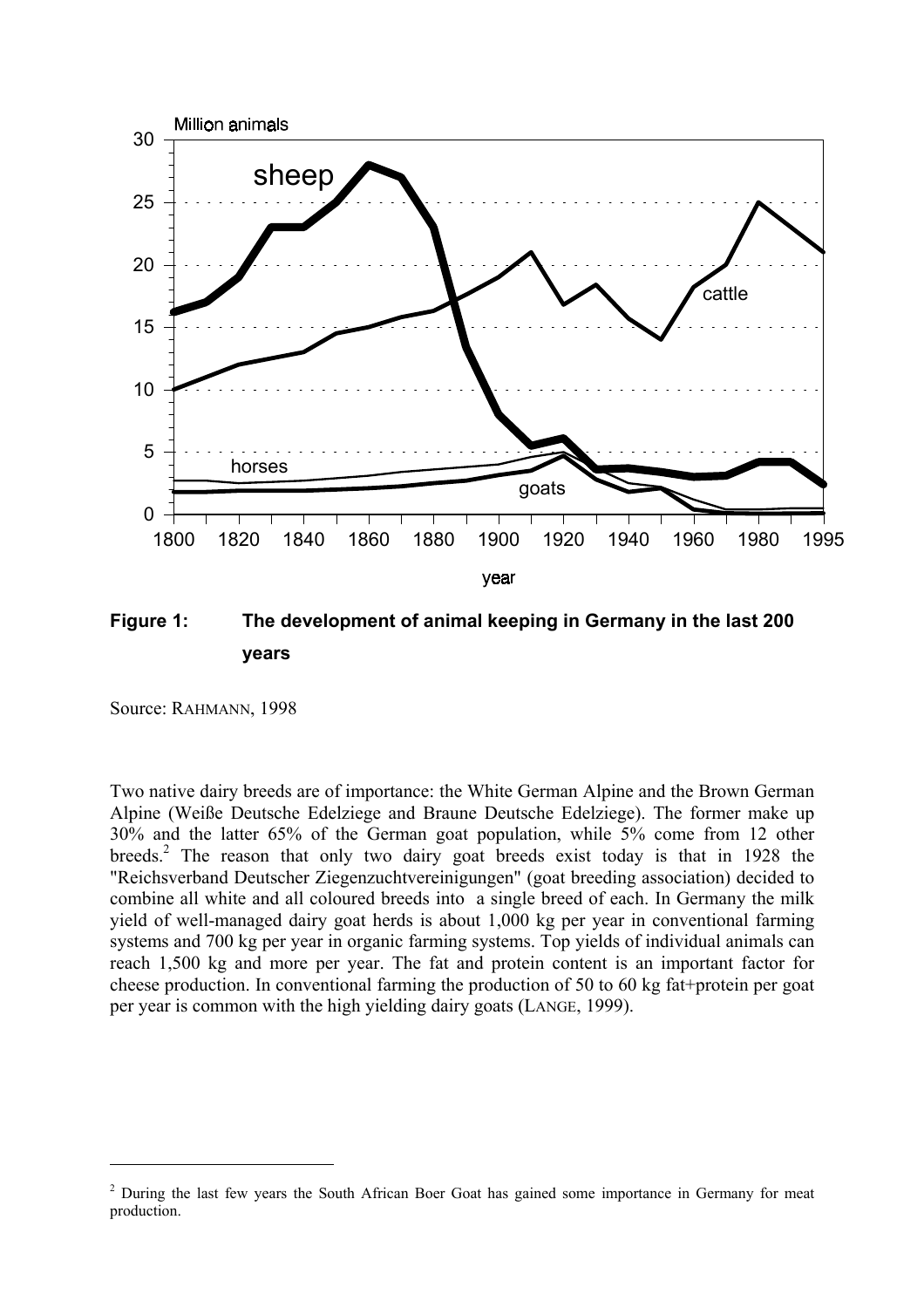**Figure 1: The development of animal keeping in Germany in the last 200 years**

Source: RAHMANN, 1998

Two native dairy breeds are of importance: the White German Alpine and the Brown German Alpine (Weiße Deutsche Edelziege and Braune Deutsche Edelziege). The former make up 30% and the latter 65% of the German goat population, while 5% come from 12 other breeds.[2] The reason that only two dairy goat breeds exist today is that in 1928 the "Reichsverband Deutscher Ziegenzuchtvereinigungen" (goat breeding association) decided to combine all white and all coloured breeds into a single breed of each. In Germany the milk yield of well-managed dairy goat herds is about 1,000 kg per year in conventional farming systems and 700 kg per year in organic farming systems. Top yields of individual animals can reach 1,500 kg and more per year. The fat and protein content is an important factor for cheese production. In conventional farming the production of 50 to 60 kg fat+protein per goat per year is common with the high yielding dairy goats (LANGE, 1999).

---

[2] During the last few years the South African Boer Goat has gained some importance in Germany for meat production.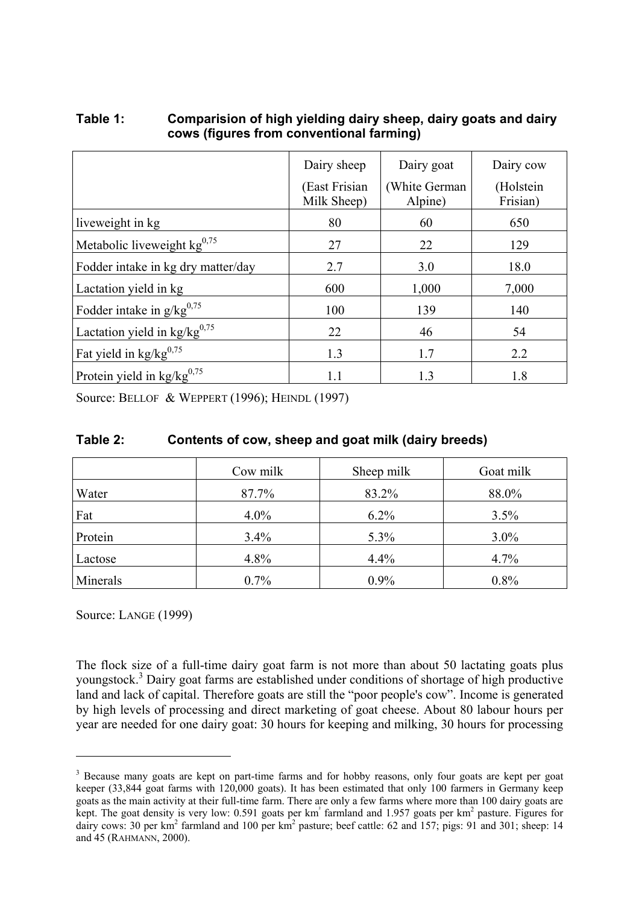**Table 1: Comparision of high yielding dairy sheep, dairy goats and dairy cows (figures from conventional farming)**

| | Dairy sheep (East Frisian Milk Sheep) | Dairy goat (White German Alpine) | Dairy cow (Holstein Frisian) |
|---|---|---|---|
| liveweight in kg | 80 | 60 | 650 |
| Metabolic liveweight $kg^{0,75}$ | 27 | 22 | 129 |
| Fodder intake in kg dry matter/day | 2.7 | 3.0 | 18.0 |
| Lactation yield in kg | 600 | 1,000 | 7,000 |
| Fodder intake in $g/kg^{0,75}$ | 100 | 139 | 140 |
| Lactation yield in $kg/kg^{0,75}$ | 22 | 46 | 54 |
| Fat yield in $kg/kg^{0,75}$ | 1.3 | 1.7 | 2.2 |
| Protein yield in $kg/kg^{0,75}$ | 1.1 | 1.3 | 1.8 |

Source: BELLOF & WEPPERT (1996); HEINDL (1997)

**Table 2: Contents of cow, sheep and goat milk (dairy breeds)**

| | Cow milk | Sheep milk | Goat milk |
|---|---|---|---|
| Water | 87.7% | 83.2% | 88.0% |
| Fat | 4.0% | 6.2% | 3.5% |
| Protein | 3.4% | 5.3% | 3.0% |
| Lactose | 4.8% | 4.4% | 4.7% |
| Minerals | 0.7% | 0.9% | 0.8% |

Source: LANGE (1999)

The flock size of a full-time dairy goat farm is not more than about 50 lactating goats plus youngstock.[3] Dairy goat farms are established under conditions of shortage of high productive land and lack of capital. Therefore goats are still the "poor people's cow". Income is generated by high levels of processing and direct marketing of goat cheese. About 80 labour hours per year are needed for one dairy goat: 30 hours for keeping and milking, 30 hours for processing

[3] Because many goats are kept on part-time farms and for hobby reasons, only four goats are kept per goat keeper (33,844 goat farms with 120,000 goats). It has been estimated that only 100 farmers in Germany keep goats as the main activity at their full-time farm. There are only a few farms where more than 100 dairy goats are kept. The goat density is very low: 0.591 goats per $km^2$ farmland and 1.957 goats per $km^2$ pasture. Figures for dairy cows: 30 per $km^2$ farmland and 100 per $km^2$ pasture; beef cattle: 62 and 157; pigs: 91 and 301; sheep: 14 and 45 (RAHMANN, 2000).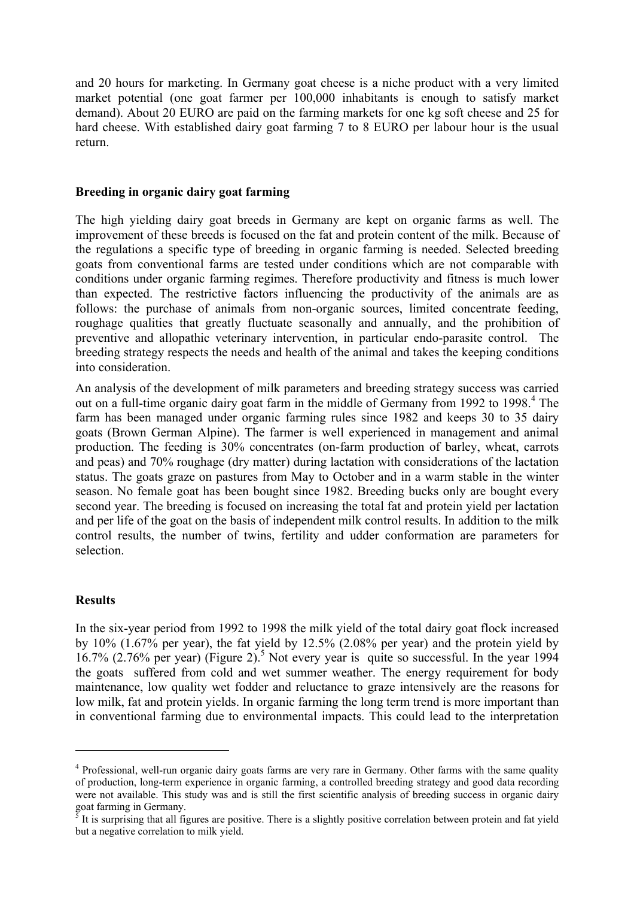and 20 hours for marketing. In Germany goat cheese is a niche product with a very limited market potential (one goat farmer per 100,000 inhabitants is enough to satisfy market demand). About 20 EURO are paid on the farming markets for one kg soft cheese and 25 for hard cheese. With established dairy goat farming 7 to 8 EURO per labour hour is the usual return.

## Breeding in organic dairy goat farming

The high yielding dairy goat breeds in Germany are kept on organic farms as well. The improvement of these breeds is focused on the fat and protein content of the milk. Because of the regulations a specific type of breeding in organic farming is needed. Selected breeding goats from conventional farms are tested under conditions which are not comparable with conditions under organic farming regimes. Therefore productivity and fitness is much lower than expected. The restrictive factors influencing the productivity of the animals are as follows: the purchase of animals from non-organic sources, limited concentrate feeding, roughage qualities that greatly fluctuate seasonally and annually, and the prohibition of preventive and allopathic veterinary intervention, in particular endo-parasite control. The breeding strategy respects the needs and health of the animal and takes the keeping conditions into consideration.

An analysis of the development of milk parameters and breeding strategy success was carried out on a full-time organic dairy goat farm in the middle of Germany from 1992 to 1998.[4] The farm has been managed under organic farming rules since 1982 and keeps 30 to 35 dairy goats (Brown German Alpine). The farmer is well experienced in management and animal production. The feeding is 30% concentrates (on-farm production of barley, wheat, carrots and peas) and 70% roughage (dry matter) during lactation with considerations of the lactation status. The goats graze on pastures from May to October and in a warm stable in the winter season. No female goat has been bought since 1982. Breeding bucks only are bought every second year. The breeding is focused on increasing the total fat and protein yield per lactation and per life of the goat on the basis of independent milk control results. In addition to the milk control results, the number of twins, fertility and udder conformation are parameters for selection.

## Results

In the six-year period from 1992 to 1998 the milk yield of the total dairy goat flock increased by 10% (1.67% per year), the fat yield by 12.5% (2.08% per year) and the protein yield by 16.7% (2.76% per year) (Figure 2).[5] Not every year is quite so successful. In the year 1994 the goats suffered from cold and wet summer weather. The energy requirement for body maintenance, low quality wet fodder and reluctance to graze intensively are the reasons for low milk, fat and protein yields. In organic farming the long term trend is more important than in conventional farming due to environmental impacts. This could lead to the interpretation

[4] Professional, well-run organic dairy goats farms are very rare in Germany. Other farms with the same quality of production, long-term experience in organic farming, a controlled breeding strategy and good data recording were not available. This study was and is still the first scientific analysis of breeding success in organic dairy goat farming in Germany.

[5] It is surprising that all figures are positive. There is a slightly positive correlation between protein and fat yield but a negative correlation to milk yield.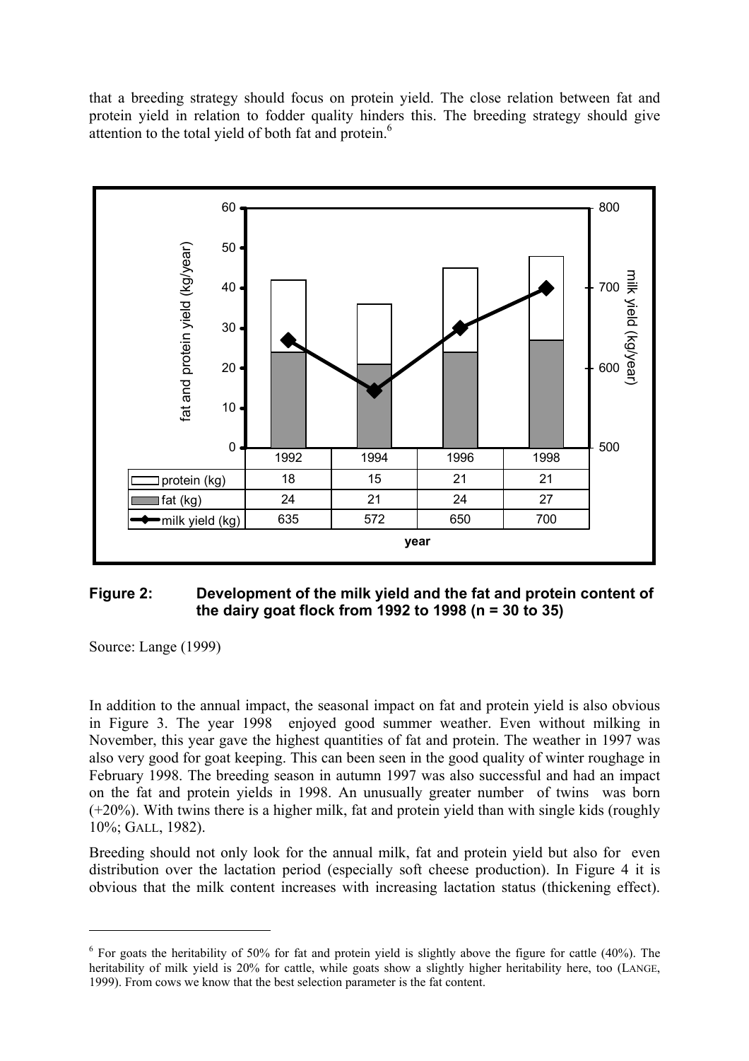that a breeding strategy should focus on protein yield. The close relation between fat and protein yield in relation to fodder quality hinders this. The breeding strategy should give attention to the total yield of both fat and protein.[6]

| | 1992 | 1994 | 1996 | 1998 |
|---|---|---|---|---|
| protein (kg) | 18 | 15 | 21 | 21 |
| fat (kg) | 24 | 21 | 24 | 27 |
| milk yield (kg) | 635 | 572 | 650 | 700 |

**Figure 2: Development of the milk yield and the fat and protein content of the dairy goat flock from 1992 to 1998 (n = 30 to 35)**

Source: Lange (1999)

In addition to the annual impact, the seasonal impact on fat and protein yield is also obvious in Figure 3. The year 1998 enjoyed good summer weather. Even without milking in November, this year gave the highest quantities of fat and protein. The weather in 1997 was also very good for goat keeping. This can been seen in the good quality of winter roughage in February 1998. The breeding season in autumn 1997 was also successful and had an impact on the fat and protein yields in 1998. An unusually greater number of twins was born (+20%). With twins there is a higher milk, fat and protein yield than with single kids (roughly 10%; GALL, 1982).

Breeding should not only look for the annual milk, fat and protein yield but also for even distribution over the lactation period (especially soft cheese production). In Figure 4 it is obvious that the milk content increases with increasing lactation status (thickening effect).

---

[6] For goats the heritability of 50% for fat and protein yield is slightly above the figure for cattle (40%). The heritability of milk yield is 20% for cattle, while goats show a slightly higher heritability here, too (LANGE, 1999). From cows we know that the best selection parameter is the fat content.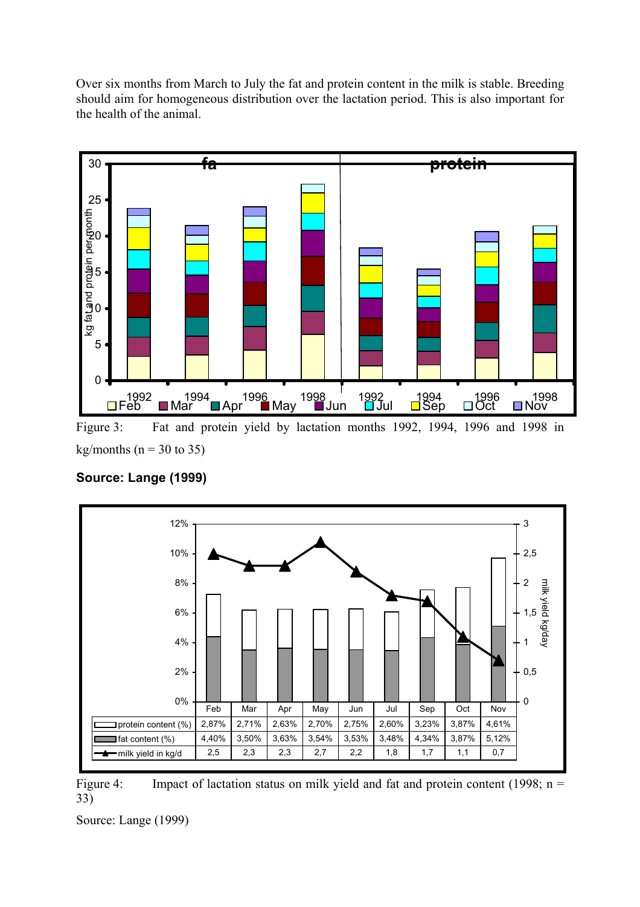Over six months from March to July the fat and protein content in the milk is stable. Breeding should aim for homogeneous distribution over the lactation period. This is also important for the health of the animal.

Figure 3: Fat and protein yield by lactation months 1992, 1994, 1996 and 1998 in kg/months (n = 30 to 35)

**Source: Lange (1999)**

| | Feb | Mar | Apr | May | Jun | Jul | Sep | Oct | Nov |
|---|---|---|---|---|---|---|---|---|---|
| protein content (%) | 2,87% | 2,71% | 2,63% | 2,70% | 2,75% | 2,60% | 3,23% | 3,87% | 4,61% |
| fat content (%) | 4,40% | 3,50% | 3,63% | 3,54% | 3,53% | 3,48% | 4,34% | 3,87% | 5,12% |
| milk yield in kg/d | 2,5 | 2,3 | 2,3 | 2,7 | 2,2 | 1,8 | 1,7 | 1,1 | 0,7 |

Figure 4: Impact of lactation status on milk yield and fat and protein content (1998; n = 33)

Source: Lange (1999)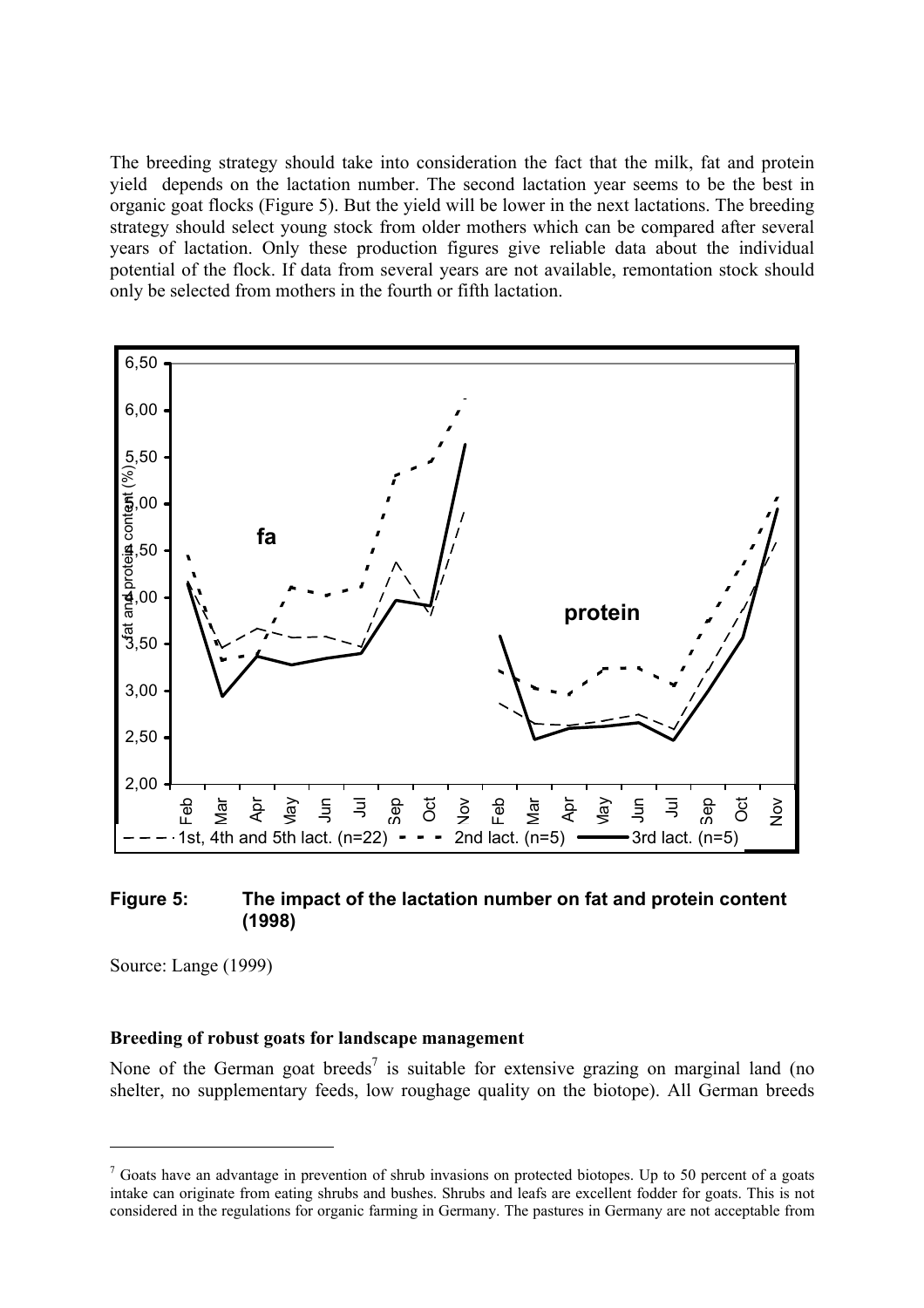The breeding strategy should take into consideration the fact that the milk, fat and protein yield depends on the lactation number. The second lactation year seems to be the best in organic goat flocks (Figure 5). But the yield will be lower in the next lactations. The breeding strategy should select young stock from older mothers which can be compared after several years of lactation. Only these production figures give reliable data about the individual potential of the flock. If data from several years are not available, remontation stock should only be selected from mothers in the fourth or fifth lactation.

**Figure 5: The impact of the lactation number on fat and protein content (1998)**

Source: Lange (1999)

**Breeding of robust goats for landscape management**

None of the German goat breeds[7] is suitable for extensive grazing on marginal land (no shelter, no supplementary feeds, low roughage quality on the biotope). All German breeds

[7] Goats have an advantage in prevention of shrub invasions on protected biotopes. Up to 50 percent of a goats intake can originate from eating shrubs and bushes. Shrubs and leafs are excellent fodder for goats. This is not considered in the regulations for organic farming in Germany. The pastures in Germany are not acceptable from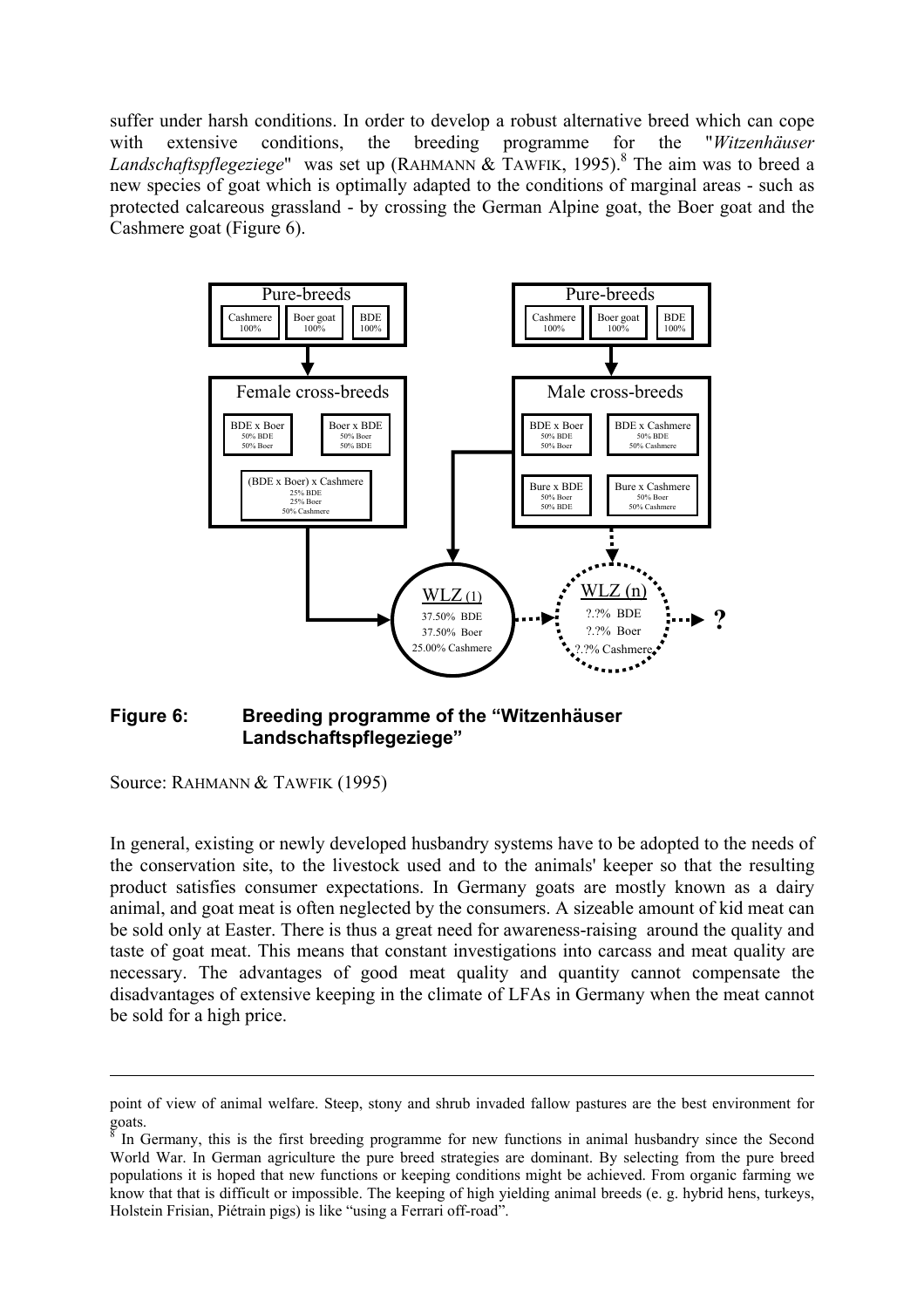suffer under harsh conditions. In order to develop a robust alternative breed which can cope with extensive conditions, the breeding programme for the "*Witzenhäuser Landschaftspflegeziege*" was set up (RAHMANN & TAWFIK, 1995).[8] The aim was to breed a new species of goat which is optimally adapted to the conditions of marginal areas - such as protected calcareous grassland - by crossing the German Alpine goat, the Boer goat and the Cashmere goat (Figure 6).

Pure-breeds: Cashmere 100% | Boer goat 100% | BDE 100%

Female cross-breeds: BDE x Boer (50% BDE, 50% Boer) | Boer x BDE (50% Boer, 50% BDE) | (BDE x Boer) x Cashmere (25% BDE, 25% Boer, 50% Cashmere)

Pure-breeds: Cashmere 100% | Boer goat 100% | BDE 100%

Male cross-breeds: BDE x Boer (50% BDE, 50% Boer) | BDE x Cashmere (50% BDE, 50% Cashmere) | Bure x BDE (50% Boer, 50% BDE) | Bure x Cashmere (50% Boer, 50% Cashmere)

WLZ (1): 37.50% BDE, 37.50% Boer, 25.00% Cashmere → WLZ (n): ?.?% BDE, ?.?% Boer, ?.?% Cashmere → ?

**Figure 6: Breeding programme of the "Witzenhäuser Landschaftspflegeziege"**

Source: RAHMANN & TAWFIK (1995)

In general, existing or newly developed husbandry systems have to be adopted to the needs of the conservation site, to the livestock used and to the animals' keeper so that the resulting product satisfies consumer expectations. In Germany goats are mostly known as a dairy animal, and goat meat is often neglected by the consumers. A sizeable amount of kid meat can be sold only at Easter. There is thus a great need for awareness-raising around the quality and taste of goat meat. This means that constant investigations into carcass and meat quality are necessary. The advantages of good meat quality and quantity cannot compensate the disadvantages of extensive keeping in the climate of LFAs in Germany when the meat cannot be sold for a high price.

---

point of view of animal welfare. Steep, stony and shrub invaded fallow pastures are the best environment for goats.

[8] In Germany, this is the first breeding programme for new functions in animal husbandry since the Second World War. In German agriculture the pure breed strategies are dominant. By selecting from the pure breed populations it is hoped that new functions or keeping conditions might be achieved. From organic farming we know that that is difficult or impossible. The keeping of high yielding animal breeds (e. g. hybrid hens, turkeys, Holstein Frisian, Piétrain pigs) is like "using a Ferrari off-road".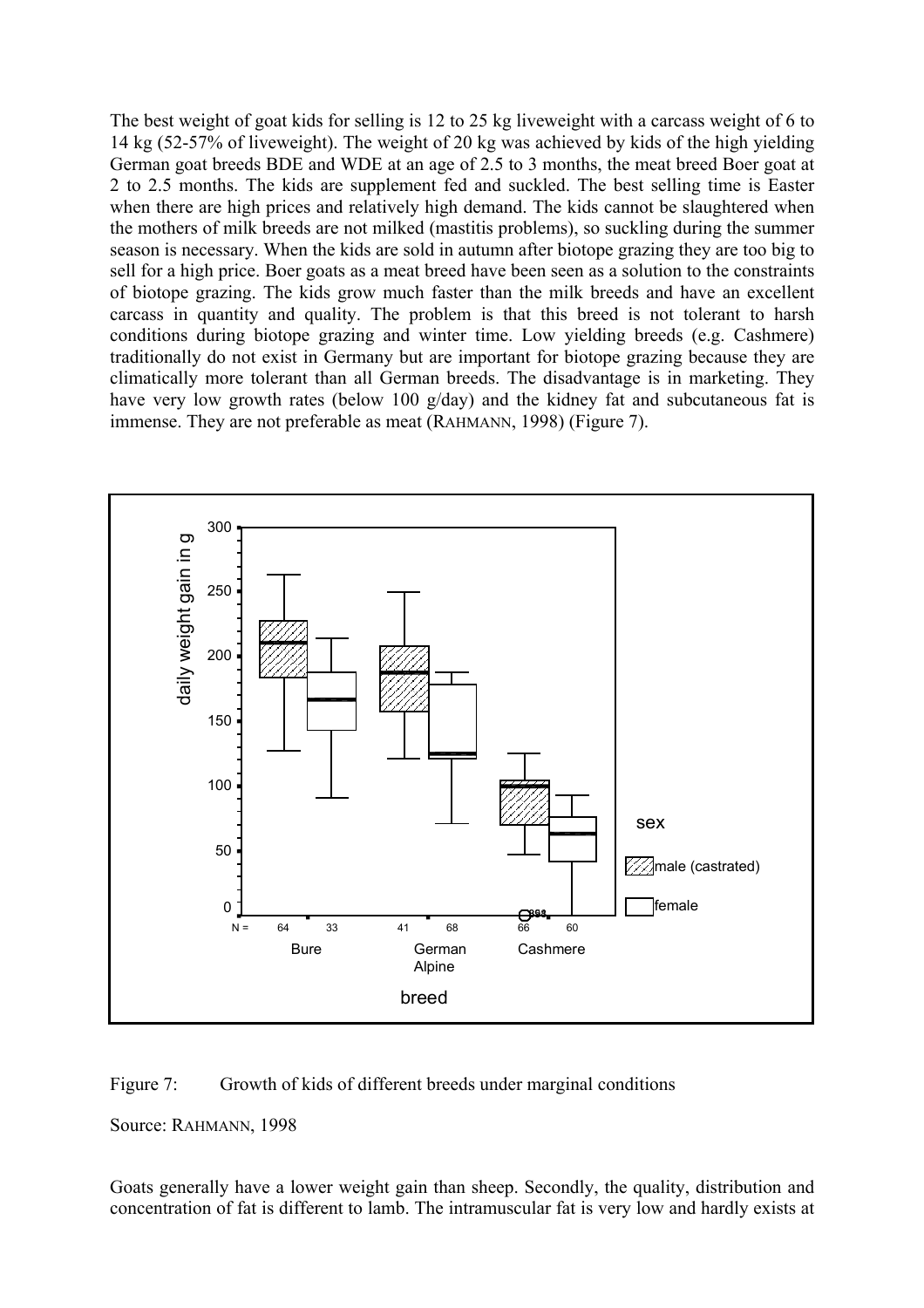The best weight of goat kids for selling is 12 to 25 kg liveweight with a carcass weight of 6 to 14 kg (52-57% of liveweight). The weight of 20 kg was achieved by kids of the high yielding German goat breeds BDE and WDE at an age of 2.5 to 3 months, the meat breed Boer goat at 2 to 2.5 months. The kids are supplement fed and suckled. The best selling time is Easter when there are high prices and relatively high demand. The kids cannot be slaughtered when the mothers of milk breeds are not milked (mastitis problems), so suckling during the summer season is necessary. When the kids are sold in autumn after biotope grazing they are too big to sell for a high price. Boer goats as a meat breed have been seen as a solution to the constraints of biotope grazing. The kids grow much faster than the milk breeds and have an excellent carcass in quantity and quality. The problem is that this breed is not tolerant to harsh conditions during biotope grazing and winter time. Low yielding breeds (e.g. Cashmere) traditionally do not exist in Germany but are important for biotope grazing because they are climatically more tolerant than all German breeds. The disadvantage is in marketing. They have very low growth rates (below 100 g/day) and the kidney fat and subcutaneous fat is immense. They are not preferable as meat (RAHMANN, 1998) (Figure 7).

Figure 7: Growth of kids of different breeds under marginal conditions

Source: RAHMANN, 1998

Goats generally have a lower weight gain than sheep. Secondly, the quality, distribution and concentration of fat is different to lamb. The intramuscular fat is very low and hardly exists at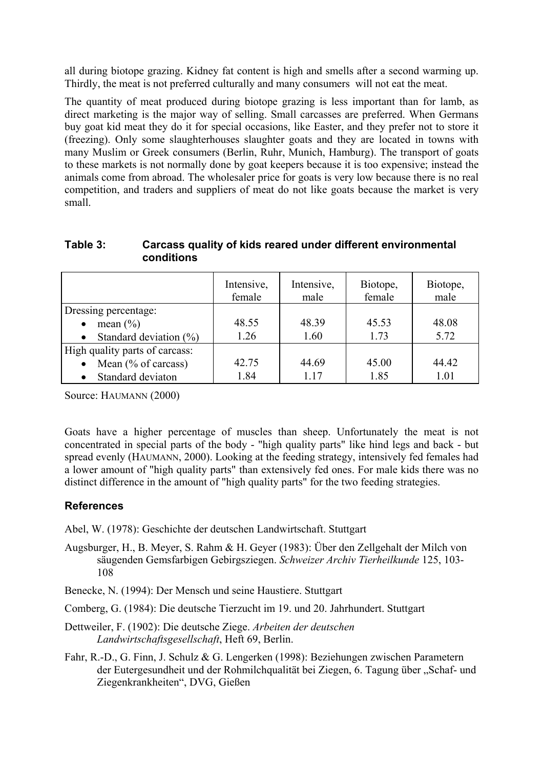all during biotope grazing. Kidney fat content is high and smells after a second warming up. Thirdly, the meat is not preferred culturally and many consumers will not eat the meat.

The quantity of meat produced during biotope grazing is less important than for lamb, as direct marketing is the major way of selling. Small carcasses are preferred. When Germans buy goat kid meat they do it for special occasions, like Easter, and they prefer not to store it (freezing). Only some slaughterhouses slaughter goats and they are located in towns with many Muslim or Greek consumers (Berlin, Ruhr, Munich, Hamburg). The transport of goats to these markets is not normally done by goat keepers because it is too expensive; instead the animals come from abroad. The wholesaler price for goats is very low because there is no real competition, and traders and suppliers of meat do not like goats because the market is very small.

**Table 3: Carcass quality of kids reared under different environmental conditions**

| | Intensive, female | Intensive, male | Biotope, female | Biotope, male |
|---|---|---|---|---|
| Dressing percentage: | | | | |
| • mean (%) | 48.55 | 48.39 | 45.53 | 48.08 |
| • Standard deviation (%) | 1.26 | 1.60 | 1.73 | 5.72 |
| High quality parts of carcass: | | | | |
| • Mean (% of carcass) | 42.75 | 44.69 | 45.00 | 44.42 |
| • Standard deviaton | 1.84 | 1.17 | 1.85 | 1.01 |

Source: HAUMANN (2000)

Goats have a higher percentage of muscles than sheep. Unfortunately the meat is not concentrated in special parts of the body - "high quality parts" like hind legs and back - but spread evenly (HAUMANN, 2000). Looking at the feeding strategy, intensively fed females had a lower amount of "high quality parts" than extensively fed ones. For male kids there was no distinct difference in the amount of "high quality parts" for the two feeding strategies.

### References

Abel, W. (1978): Geschichte der deutschen Landwirtschaft. Stuttgart

Augsburger, H., B. Meyer, S. Rahm & H. Geyer (1983): Über den Zellgehalt der Milch von säugenden Gemsfarbigen Gebirgsziegen. *Schweizer Archiv Tierheilkunde* 125, 103-108

Benecke, N. (1994): Der Mensch und seine Haustiere. Stuttgart

Comberg, G. (1984): Die deutsche Tierzucht im 19. und 20. Jahrhundert. Stuttgart

Dettweiler, F. (1902): Die deutsche Ziege. *Arbeiten der deutschen Landwirtschaftsgesellschaft*, Heft 69, Berlin.

Fahr, R.-D., G. Finn, J. Schulz & G. Lengerken (1998): Beziehungen zwischen Parametern der Eutergesundheit und der Rohmilchqualität bei Ziegen, 6. Tagung über „Schaf- und Ziegenkrankheiten", DVG, Gießen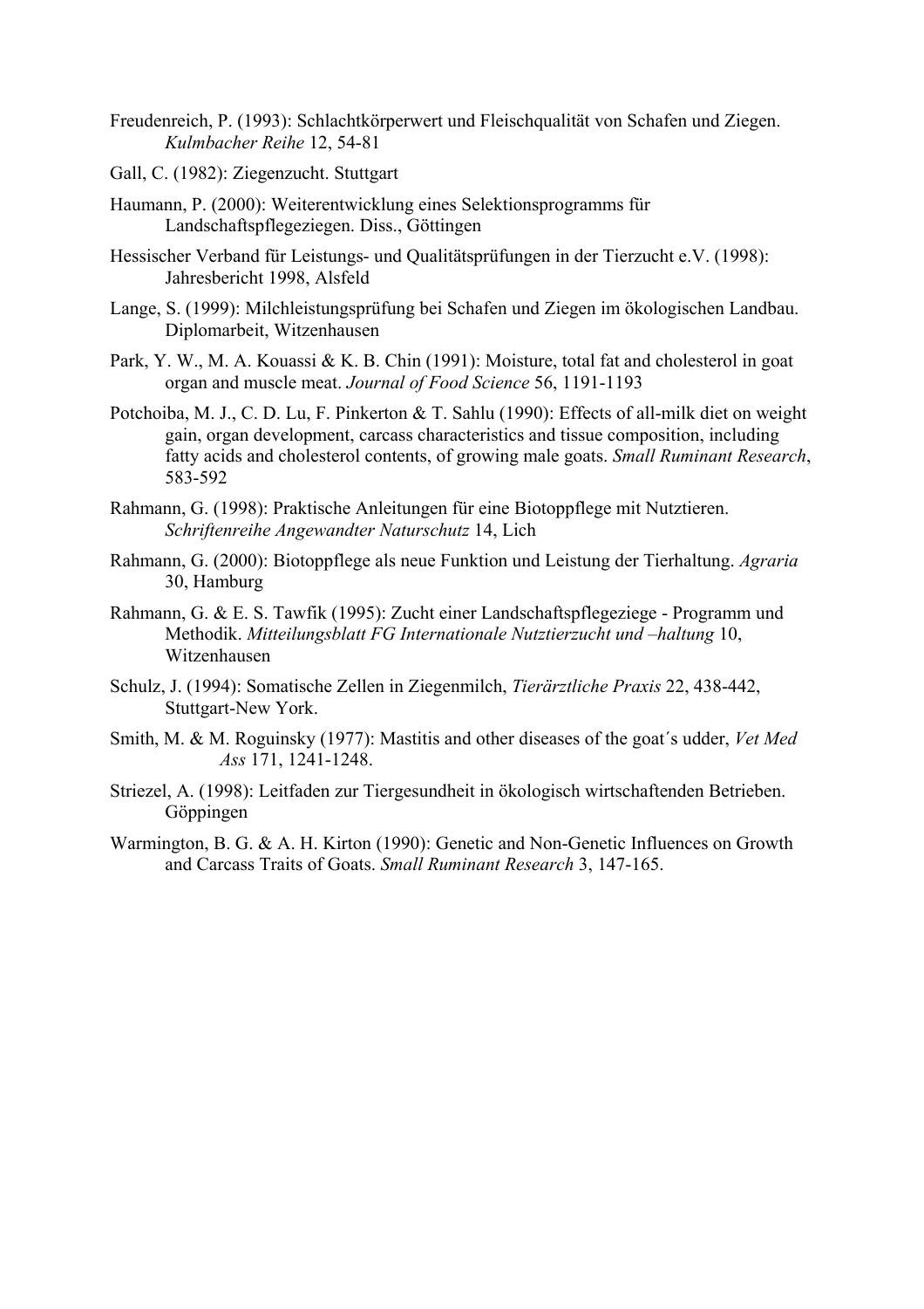Freudenreich, P. (1993): Schlachtkörperwert und Fleischqualität von Schafen und Ziegen. *Kulmbacher Reihe* 12, 54-81

Gall, C. (1982): Ziegenzucht. Stuttgart

Haumann, P. (2000): Weiterentwicklung eines Selektionsprogramms für Landschaftspflegeziegen. Diss., Göttingen

Hessischer Verband für Leistungs- und Qualitätsprüfungen in der Tierzucht e.V. (1998): Jahresbericht 1998, Alsfeld

Lange, S. (1999): Milchleistungsprüfung bei Schafen und Ziegen im ökologischen Landbau. Diplomarbeit, Witzenhausen

Park, Y. W., M. A. Kouassi & K. B. Chin (1991): Moisture, total fat and cholesterol in goat organ and muscle meat. *Journal of Food Science* 56, 1191-1193

Potchoiba, M. J., C. D. Lu, F. Pinkerton & T. Sahlu (1990): Effects of all-milk diet on weight gain, organ development, carcass characteristics and tissue composition, including fatty acids and cholesterol contents, of growing male goats. *Small Ruminant Research*, 583-592

Rahmann, G. (1998): Praktische Anleitungen für eine Biotoppflege mit Nutztieren. *Schriftenreihe Angewandter Naturschutz* 14, Lich

Rahmann, G. (2000): Biotoppflege als neue Funktion und Leistung der Tierhaltung. *Agraria* 30, Hamburg

Rahmann, G. & E. S. Tawfik (1995): Zucht einer Landschaftspflegeziege - Programm und Methodik. *Mitteilungsblatt FG Internationale Nutztierzucht und –haltung* 10, Witzenhausen

Schulz, J. (1994): Somatische Zellen in Ziegenmilch, *Tierärztliche Praxis* 22, 438-442, Stuttgart-New York.

Smith, M. & M. Roguinsky (1977): Mastitis and other diseases of the goat´s udder, *Vet Med Ass* 171, 1241-1248.

Striezel, A. (1998): Leitfaden zur Tiergesundheit in ökologisch wirtschaftenden Betrieben. Göppingen

Warmington, B. G. & A. H. Kirton (1990): Genetic and Non-Genetic Influences on Growth and Carcass Traits of Goats. *Small Ruminant Research* 3, 147-165.